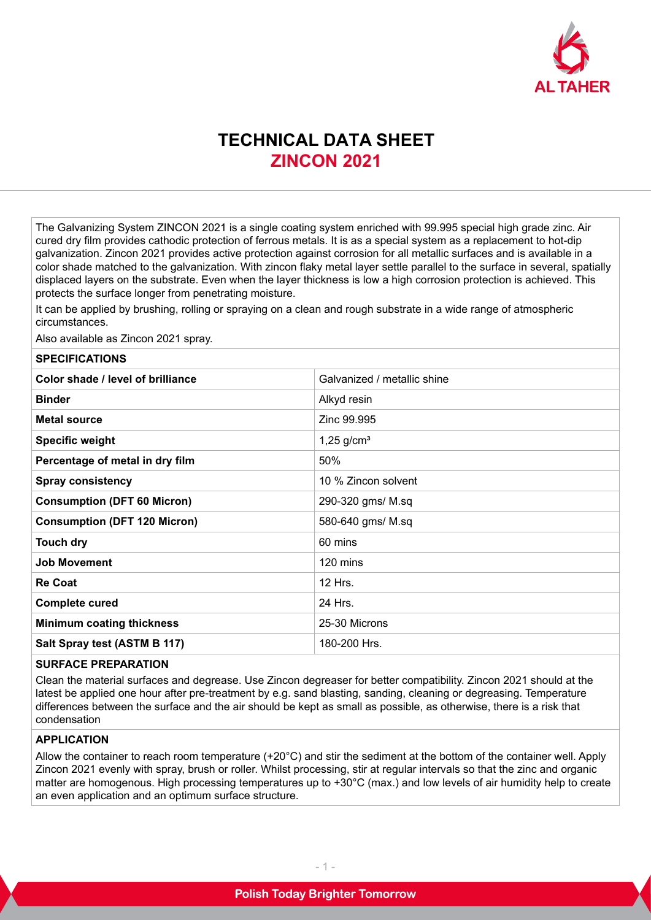# TECHNICAL DATA SHEET
## ZINCON 2021

The Galvanizing System ZINCON 2021 is a single coating system enriched with 99.995 special high grade zinc. Air cured dry film provides cathodic protection of ferrous metals. It is as a special system as a replacement to hot-dip galvanization. Zincon 2021 provides active protection against corrosion for all metallic surfaces and is available in a color shade matched to the galvanization. With zincon flaky metal layer settle parallel to the surface in several, spatially displaced layers on the substrate. Even when the layer thickness is low a high corrosion protection is achieved. This protects the surface longer from penetrating moisture.

It can be applied by brushing, rolling or spraying on a clean and rough substrate in a wide range of atmospheric circumstances.

Also available as Zincon 2021 spray.

### SPECIFICATIONS

| | |
|---|---|
| **Color shade / level of brilliance** | Galvanized / metallic shine |
| **Binder** | Alkyd resin |
| **Metal source** | Zinc 99.995 |
| **Specific weight** | 1,25 g/cm³ |
| **Percentage of metal in dry film** | 50% |
| **Spray consistency** | 10 % Zincon solvent |
| **Consumption (DFT 60 Micron)** | 290-320 gms/ M.sq |
| **Consumption (DFT 120 Micron)** | 580-640 gms/ M.sq |
| **Touch dry** | 60 mins |
| **Job Movement** | 120 mins |
| **Re Coat** | 12 Hrs. |
| **Complete cured** | 24 Hrs. |
| **Minimum coating thickness** | 25-30 Microns |
| **Salt Spray test (ASTM B 117)** | 180-200 Hrs. |

### SURFACE PREPARATION

Clean the material surfaces and degrease. Use Zincon degreaser for better compatibility. Zincon 2021 should at the latest be applied one hour after pre-treatment by e.g. sand blasting, sanding, cleaning or degreasing. Temperature differences between the surface and the air should be kept as small as possible, as otherwise, there is a risk that condensation

### APPLICATION

Allow the container to reach room temperature (+20°C) and stir the sediment at the bottom of the container well. Apply Zincon 2021 evenly with spray, brush or roller. Whilst processing, stir at regular intervals so that the zinc and organic matter are homogenous. High processing temperatures up to +30°C (max.) and low levels of air humidity help to create an even application and an optimum surface structure.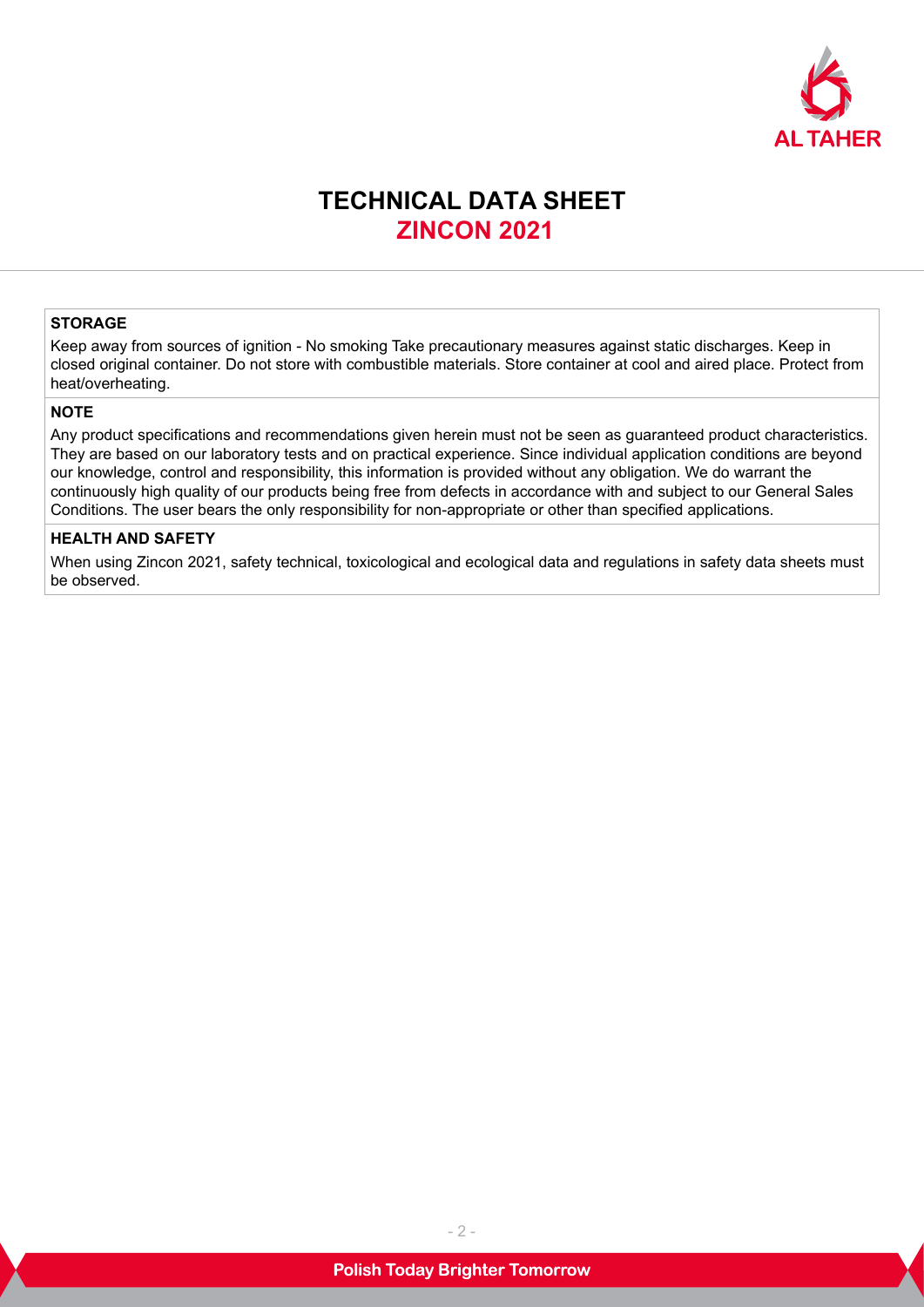# TECHNICAL DATA SHEET

## ZINCON 2021

**STORAGE**

Keep away from sources of ignition - No smoking Take precautionary measures against static discharges. Keep in closed original container. Do not store with combustible materials. Store container at cool and aired place. Protect from heat/overheating.

**NOTE**

Any product specifications and recommendations given herein must not be seen as guaranteed product characteristics. They are based on our laboratory tests and on practical experience. Since individual application conditions are beyond our knowledge, control and responsibility, this information is provided without any obligation. We do warrant the continuously high quality of our products being free from defects in accordance with and subject to our General Sales Conditions. The user bears the only responsibility for non-appropriate or other than specified applications.

**HEALTH AND SAFETY**

When using Zincon 2021, safety technical, toxicological and ecological data and regulations in safety data sheets must be observed.